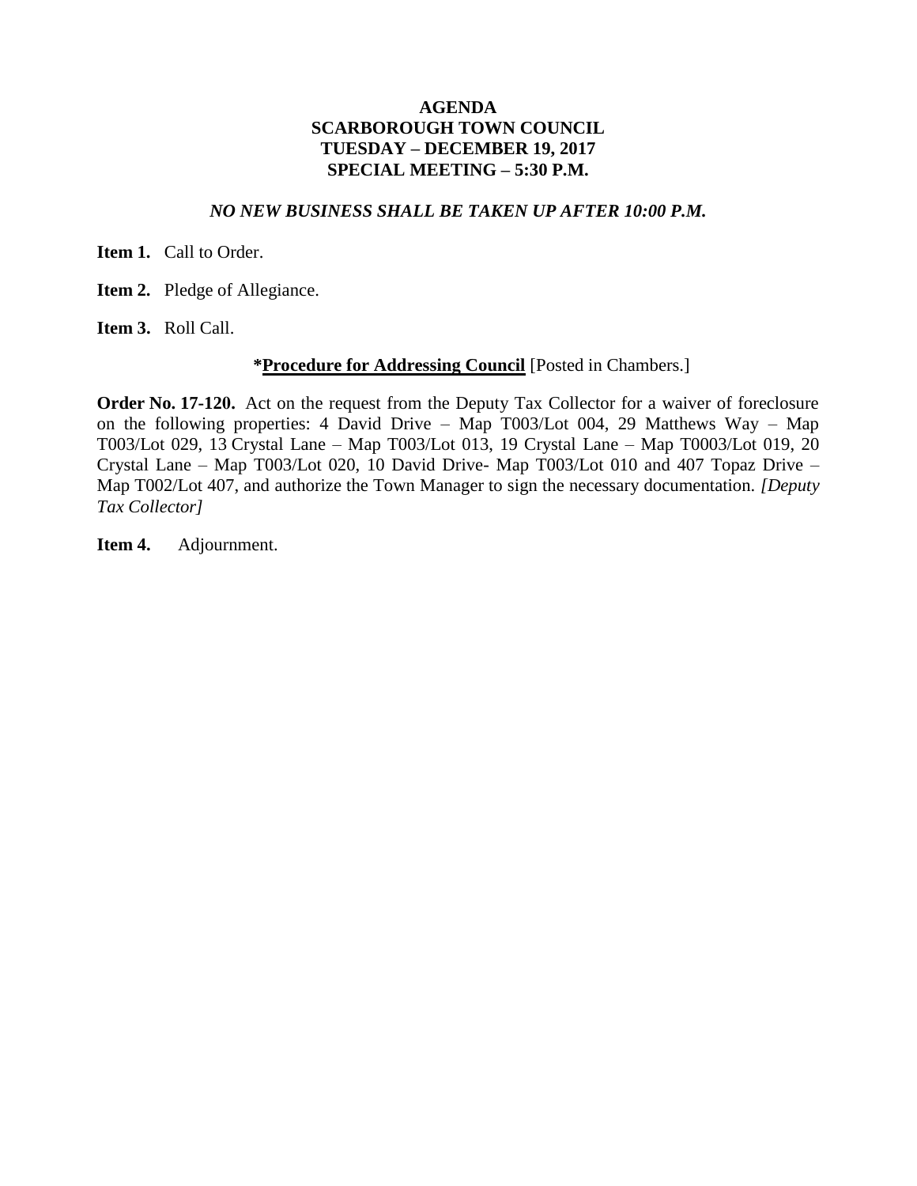# AGENDA
# SCARBOROUGH TOWN COUNCIL
# TUESDAY – DECEMBER 19, 2017
# SPECIAL MEETING – 5:30 P.M.

*NO NEW BUSINESS SHALL BE TAKEN UP AFTER 10:00 P.M.*

**Item 1.** Call to Order.

**Item 2.** Pledge of Allegiance.

**Item 3.** Roll Call.

***Procedure for Addressing Council** [Posted in Chambers.]

**Order No. 17-120.** Act on the request from the Deputy Tax Collector for a waiver of foreclosure on the following properties: 4 David Drive – Map T003/Lot 004, 29 Matthews Way – Map T003/Lot 029, 13 Crystal Lane – Map T003/Lot 013, 19 Crystal Lane – Map T0003/Lot 019, 20 Crystal Lane – Map T003/Lot 020, 10 David Drive- Map T003/Lot 010 and 407 Topaz Drive – Map T002/Lot 407, and authorize the Town Manager to sign the necessary documentation. *[Deputy Tax Collector]*

**Item 4.** Adjournment.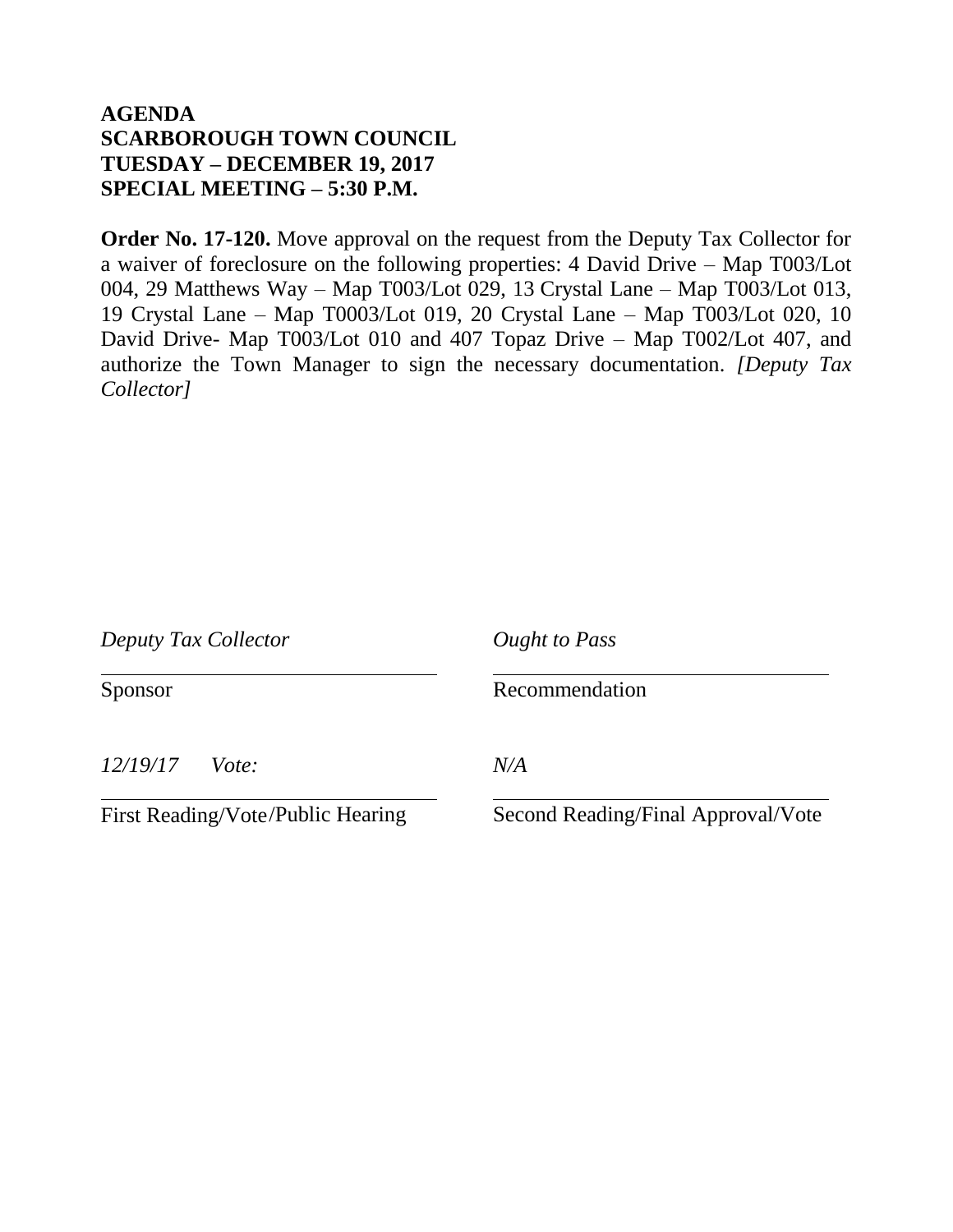**AGENDA**
**SCARBOROUGH TOWN COUNCIL**
**TUESDAY – DECEMBER 19, 2017**
**SPECIAL MEETING – 5:30 P.M.**

**Order No. 17-120.** Move approval on the request from the Deputy Tax Collector for a waiver of foreclosure on the following properties: 4 David Drive – Map T003/Lot 004, 29 Matthews Way – Map T003/Lot 029, 13 Crystal Lane – Map T003/Lot 013, 19 Crystal Lane – Map T0003/Lot 019, 20 Crystal Lane – Map T003/Lot 020, 10 David Drive- Map T003/Lot 010 and 407 Topaz Drive – Map T002/Lot 407, and authorize the Town Manager to sign the necessary documentation. *[Deputy Tax Collector]*

| *Deputy Tax Collector* | *Ought to Pass* |
|---|---|
| Sponsor | Recommendation |
| *12/19/17 Vote:* | *N/A* |
| First Reading/Vote/Public Hearing | Second Reading/Final Approval/Vote |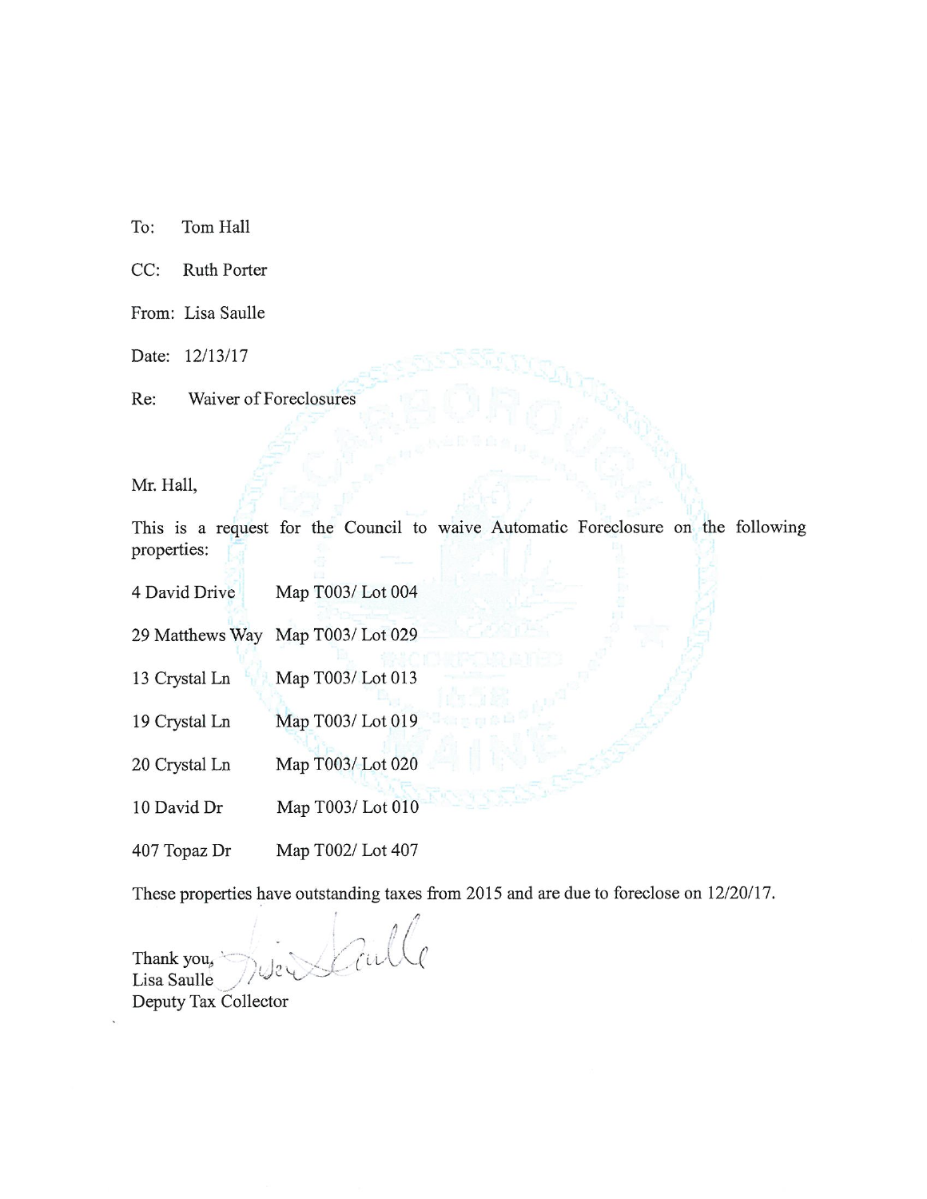To: Tom Hall

CC: Ruth Porter

From: Lisa Saulle

Date: 12/13/17

Re: Waiver of Foreclosures

Mr. Hall,

This is a request for the Council to waive Automatic Foreclosure on the following properties:

| | |
|---|---|
| 4 David Drive | Map T003/ Lot 004 |
| 29 Matthews Way | Map T003/ Lot 029 |
| 13 Crystal Ln | Map T003/ Lot 013 |
| 19 Crystal Ln | Map T003/ Lot 019 |
| 20 Crystal Ln | Map T003/ Lot 020 |
| 10 David Dr | Map T003/ Lot 010 |
| 407 Topaz Dr | Map T002/ Lot 407 |

These properties have outstanding taxes from 2015 and are due to foreclose on 12/20/17.

Thank you,
Lisa Saulle
Deputy Tax Collector